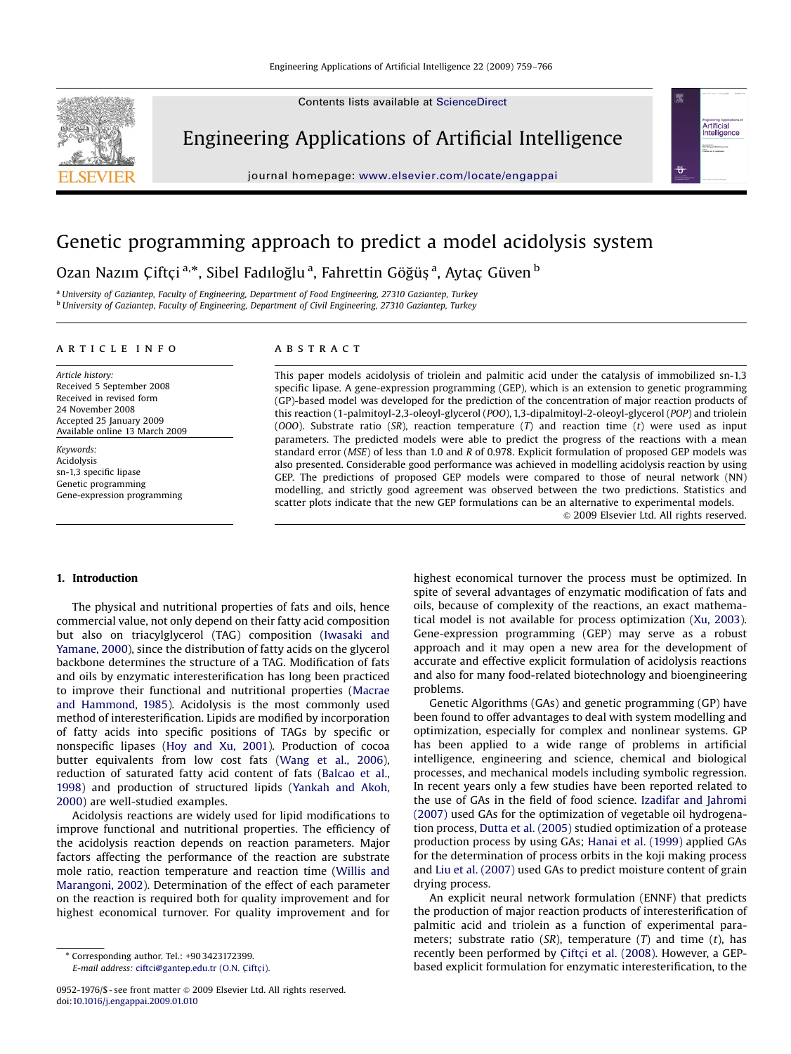# Genetic programming approach to predict a model acidolysis system

Ozan Nazım Çiftçi [a,*], Sibel Fadıloğlu [a], Fahrettin Göğüş [a], Aytaç Güven [b]

[a] University of Gaziantep, Faculty of Engineering, Department of Food Engineering, 27310 Gaziantep, Turkey
[b] University of Gaziantep, Faculty of Engineering, Department of Civil Engineering, 27310 Gaziantep, Turkey

## ARTICLE INFO

*Article history:*
Received 5 September 2008
Received in revised form
24 November 2008
Accepted 25 January 2009
Available online 13 March 2009

*Keywords:*
Acidolysis
sn-1,3 specific lipase
Genetic programming
Gene-expression programming

## ABSTRACT

This paper models acidolysis of triolein and palmitic acid under the catalysis of immobilized sn-1,3 specific lipase. A gene-expression programming (GEP), which is an extension to genetic programming (GP)-based model was developed for the prediction of the concentration of major reaction products of this reaction (1-palmitoyl-2,3-oleoyl-glycerol (*POO*), 1,3-dipalmitoyl-2-oleoyl-glycerol (*POP*) and triolein (*OOO*). Substrate ratio (*SR*), reaction temperature (*T*) and reaction time (*t*) were used as input parameters. The predicted models were able to predict the progress of the reactions with a mean standard error (*MSE*) of less than 1.0 and *R* of 0.978. Explicit formulation of proposed GEP models was also presented. Considerable good performance was achieved in modelling acidolysis reaction by using GEP. The predictions of proposed GEP models were compared to those of neural network (NN) modelling, and strictly good agreement was observed between the two predictions. Statistics and scatter plots indicate that the new GEP formulations can be an alternative to experimental models.

© 2009 Elsevier Ltd. All rights reserved.

## 1. Introduction

The physical and nutritional properties of fats and oils, hence commercial value, not only depend on their fatty acid composition but also on triacylglycerol (TAG) composition (Iwasaki and Yamane, 2000), since the distribution of fatty acids on the glycerol backbone determines the structure of a TAG. Modification of fats and oils by enzymatic interesterification has long been practiced to improve their functional and nutritional properties (Macrae and Hammond, 1985). Acidolysis is the most commonly used method of interesterification. Lipids are modified by incorporation of fatty acids into specific positions of TAGs by specific or nonspecific lipases (Hoy and Xu, 2001). Production of cocoa butter equivalents from low cost fats (Wang et al., 2006), reduction of saturated fatty acid content of fats (Balcao et al., 1998) and production of structured lipids (Yankah and Akoh, 2000) are well-studied examples.

Acidolysis reactions are widely used for lipid modifications to improve functional and nutritional properties. The efficiency of the acidolysis reaction depends on reaction parameters. Major factors affecting the performance of the reaction are substrate mole ratio, reaction temperature and reaction time (Willis and Marangoni, 2002). Determination of the effect of each parameter on the reaction is required both for quality improvement and for highest economical turnover. For quality improvement and for highest economical turnover the process must be optimized. In spite of several advantages of enzymatic modification of fats and oils, because of complexity of the reactions, an exact mathematical model is not available for process optimization (Xu, 2003). Gene-expression programming (GEP) may serve as a robust approach and it may open a new area for the development of accurate and effective explicit formulation of acidolysis reactions and also for many food-related biotechnology and bioengineering problems.

Genetic Algorithms (GAs) and genetic programming (GP) have been found to offer advantages to deal with system modelling and optimization, especially for complex and nonlinear systems. GP has been applied to a wide range of problems in artificial intelligence, engineering and science, chemical and biological processes, and mechanical models including symbolic regression. In recent years only a few studies have been reported related to the use of GAs in the field of food science. Izadifar and Jahromi (2007) used GAs for the optimization of vegetable oil hydrogenation process, Dutta et al. (2005) studied optimization of a protease production process by using GAs; Hanai et al. (1999) applied GAs for the determination of process orbits in the koji making process and Liu et al. (2007) used GAs to predict moisture content of grain drying process.

An explicit neural network formulation (ENNF) that predicts the production of major reaction products of interesterification of palmitic acid and triolein as a function of experimental parameters; substrate ratio (*SR*), temperature (*T*) and time (*t*), has recently been performed by Çiftçi et al. (2008). However, a GEP-based explicit formulation for enzymatic interesterification, to the

* Corresponding author. Tel.: +90 3423172399.
*E-mail address:* ciftci@gantep.edu.tr (O.N. Çiftçi).

0952-1976/$ - see front matter © 2009 Elsevier Ltd. All rights reserved.
doi:10.1016/j.engappai.2009.01.010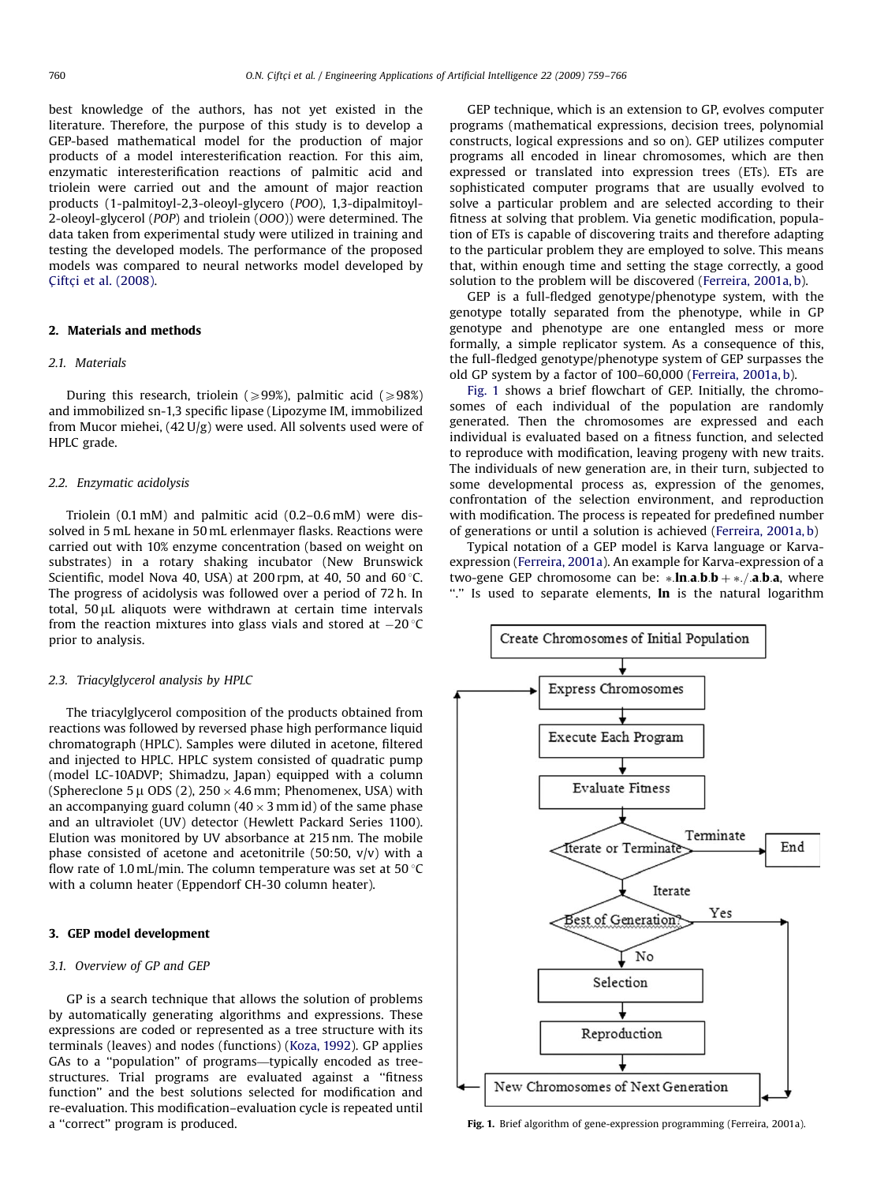best knowledge of the authors, has not yet existed in the literature. Therefore, the purpose of this study is to develop a GEP-based mathematical model for the production of major products of a model interesterification reaction. For this aim, enzymatic interesterification reactions of palmitic acid and triolein were carried out and the amount of major reaction products (1-palmitoyl-2,3-oleoyl-glycero (*POO*), 1,3-dipalmitoyl-2-oleoyl-glycerol (*POP*) and triolein (*OOO*)) were determined. The data taken from experimental study were utilized in training and testing the developed models. The performance of the proposed models was compared to neural networks model developed by Çiftçi et al. (2008).

## 2. Materials and methods

### 2.1. Materials

During this research, triolein (⩾99%), palmitic acid (⩾98%) and immobilized sn-1,3 specific lipase (Lipozyme IM, immobilized from Mucor miehei, (42 U/g) were used. All solvents used were of HPLC grade.

### 2.2. Enzymatic acidolysis

Triolein (0.1 mM) and palmitic acid (0.2–0.6 mM) were dissolved in 5 mL hexane in 50 mL erlenmayer flasks. Reactions were carried out with 10% enzyme concentration (based on weight on substrates) in a rotary shaking incubator (New Brunswick Scientific, model Nova 40, USA) at 200 rpm, at 40, 50 and 60 °C. The progress of acidolysis was followed over a period of 72 h. In total, 50 μL aliquots were withdrawn at certain time intervals from the reaction mixtures into glass vials and stored at −20 °C prior to analysis.

### 2.3. Triacylglycerol analysis by HPLC

The triacylglycerol composition of the products obtained from reactions was followed by reversed phase high performance liquid chromatograph (HPLC). Samples were diluted in acetone, filtered and injected to HPLC. HPLC system consisted of quadratic pump (model LC-10ADVP; Shimadzu, Japan) equipped with a column (Sphereclone 5 μ ODS (2), 250 × 4.6 mm; Phenomenex, USA) with an accompanying guard column (40 × 3 mm id) of the same phase and an ultraviolet (UV) detector (Hewlett Packard Series 1100). Elution was monitored by UV absorbance at 215 nm. The mobile phase consisted of acetone and acetonitrile (50:50, v/v) with a flow rate of 1.0 mL/min. The column temperature was set at 50 °C with a column heater (Eppendorf CH-30 column heater).

## 3. GEP model development

### 3.1. Overview of GP and GEP

GP is a search technique that allows the solution of problems by automatically generating algorithms and expressions. These expressions are coded or represented as a tree structure with its terminals (leaves) and nodes (functions) (Koza, 1992). GP applies GAs to a ''population'' of programs—typically encoded as tree-structures. Trial programs are evaluated against a ''fitness function'' and the best solutions selected for modification and re-evaluation. This modification–evaluation cycle is repeated until a ''correct'' program is produced.

GEP technique, which is an extension to GP, evolves computer programs (mathematical expressions, decision trees, polynomial constructs, logical expressions and so on). GEP utilizes computer programs all encoded in linear chromosomes, which are then expressed or translated into expression trees (ETs). ETs are sophisticated computer programs that are usually evolved to solve a particular problem and are selected according to their fitness at solving that problem. Via genetic modification, population of ETs is capable of discovering traits and therefore adapting to the particular problem they are employed to solve. This means that, within enough time and setting the stage correctly, a good solution to the problem will be discovered (Ferreira, 2001a, b).

GEP is a full-fledged genotype/phenotype system, with the genotype totally separated from the phenotype, while in GP genotype and phenotype are one entangled mess or more formally, a simple replicator system. As a consequence of this, the full-fledged genotype/phenotype system of GEP surpasses the old GP system by a factor of 100–60,000 (Ferreira, 2001a, b).

Fig. 1 shows a brief flowchart of GEP. Initially, the chromosomes of each individual of the population are randomly generated. Then the chromosomes are expressed and each individual is evaluated based on a fitness function, and selected to reproduce with modification, leaving progeny with new traits. The individuals of new generation are, in their turn, subjected to some developmental process as, expression of the genomes, confrontation of the selection environment, and reproduction with modification. The process is repeated for predefined number of generations or until a solution is achieved (Ferreira, 2001a, b)

Typical notation of a GEP model is Karva language or Karva-expression (Ferreira, 2001a). An example for Karva-expression of a two-gene GEP chromosome can be: ∗.**ln**.**a**.**b**.**b** + ∗./.**a**.**b**.**a**, where "." Is used to separate elements, **ln** is the natural logarithm

Create Chromosomes of Initial Population → Express Chromosomes → Execute Each Program → Evaluate Fitness → Iterate or Terminate? (Terminate → End; Iterate →) Best of Generation? (Yes → New Chromosomes of Next Generation; No → Selection → Reproduction → New Chromosomes of Next Generation) → back to Express Chromosomes

**Fig. 1.** Brief algorithm of gene-expression programming (Ferreira, 2001a).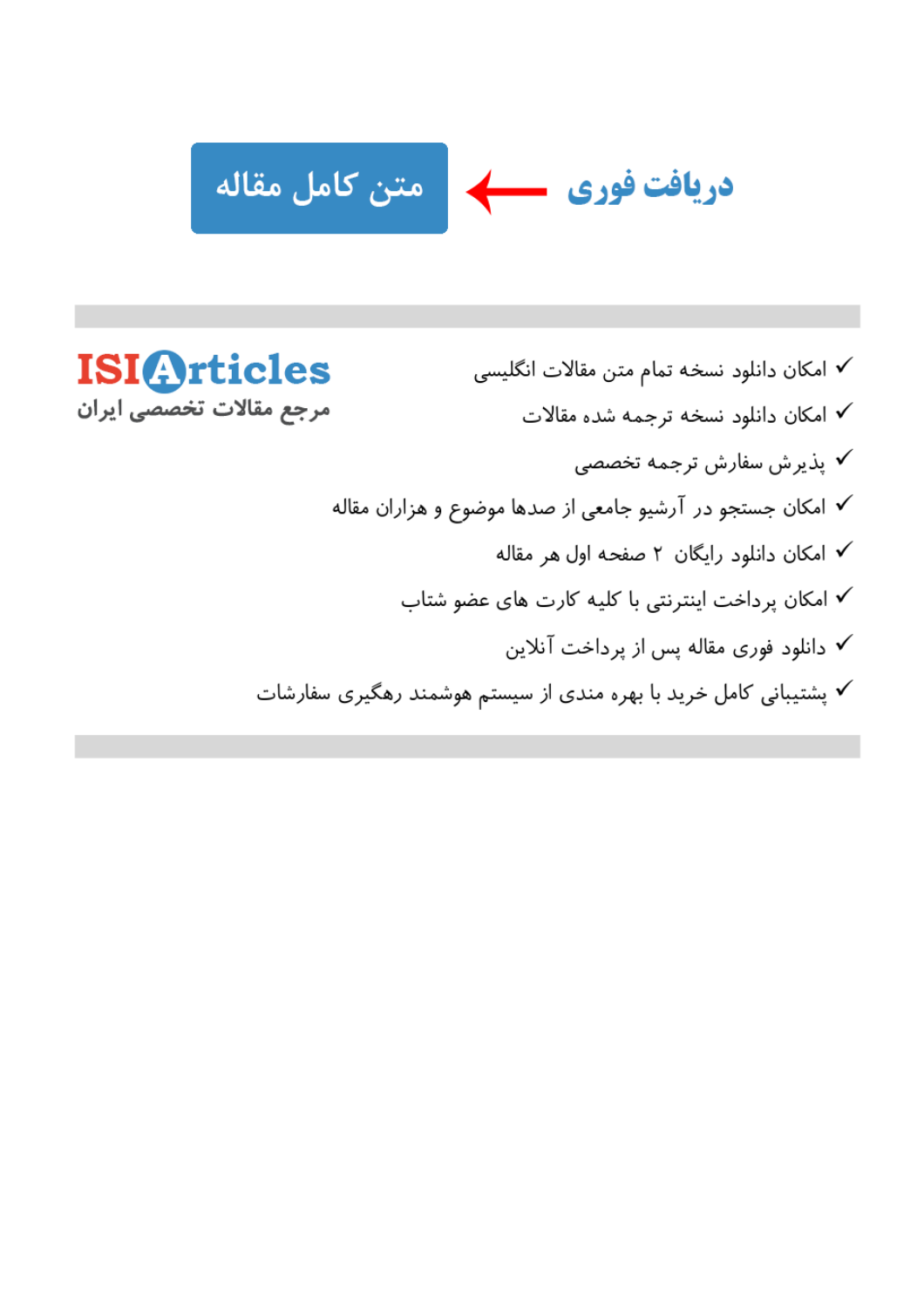دریافت فوری ← متن کامل مقاله

**ISIArticles**
مرجع مقالات تخصصی ایران

- ✓ امکان دانلود نسخه تمام متن مقالات انگلیسی
- ✓ امکان دانلود نسخه ترجمه شده مقالات
- ✓ پذیرش سفارش ترجمه تخصصی
- ✓ امکان جستجو در آرشیو جامعی از صدها موضوع و هزاران مقاله
- ✓ امکان دانلود رایگان ۲ صفحه اول هر مقاله
- ✓ امکان پرداخت اینترنتی با کلیه کارت های عضو شتاب
- ✓ دانلود فوری مقاله پس از پرداخت آنلاین
- ✓ پشتیبانی کامل خرید با بهره مندی از سیستم هوشمند رهگیری سفارشات